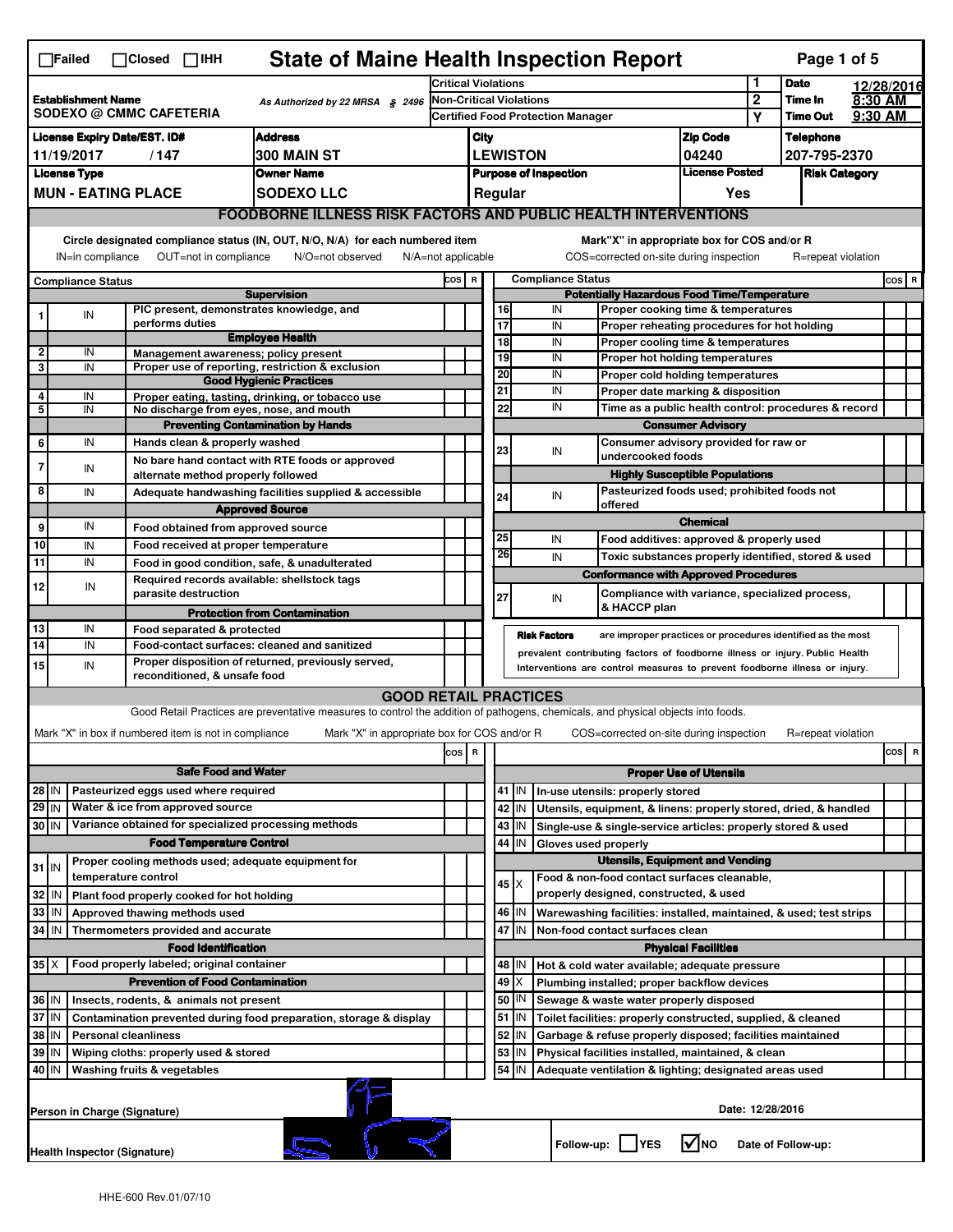☐Failed ☐Closed ☐IHH

# State of Maine Health Inspection Report

| | | | | |
|---|---|---|---|---|
| **Establishment Name** SODEXO @ CMMC CAFETERIA | As Authorized by 22 MRSA § 2496 | Critical Violations | 1 | **Date** 12/28/2016 |
| | | Non-Critical Violations | 2 | **Time In** 8:30 AM |
| | | Certified Food Protection Manager | Y | **Time Out** 9:30 AM |

| License Expiry Date/EST. ID# | Address | City | Zip Code | Telephone |
|---|---|---|---|---|
| 11/19/2017 / 147 | 300 MAIN ST | LEWISTON | 04240 | 207-795-2370 |
| **License Type** | **Owner Name** | **Purpose of Inspection** | **License Posted** | **Risk Category** |
| MUN - EATING PLACE | SODEXO LLC | Regular | Yes | |

## FOODBORNE ILLNESS RISK FACTORS AND PUBLIC HEALTH INTERVENTIONS

Circle designated compliance status (IN, OUT, N/O, N/A) for each numbered item
IN=in compliance OUT=not in compliance N/O=not observed N/A=not applicable

Mark"X" in appropriate box for COS and/or R
COS=corrected on-site during inspection R=repeat violation

| # | Compliance Status | | COS | R |
|---|---|---|---|---|
| | | **Supervision** | | |
| 1 | IN | PIC present, demonstrates knowledge, and performs duties | | |
| | | **Employee Health** | | |
| 2 | IN | Management awareness; policy present | | |
| 3 | IN | Proper use of reporting, restriction & exclusion | | |
| | | **Good Hygienic Practices** | | |
| 4 | IN | Proper eating, tasting, drinking, or tobacco use | | |
| 5 | IN | No discharge from eyes, nose, and mouth | | |
| | | **Preventing Contamination by Hands** | | |
| 6 | IN | Hands clean & properly washed | | |
| 7 | IN | No bare hand contact with RTE foods or approved alternate method properly followed | | |
| 8 | IN | Adequate handwashing facilities supplied & accessible | | |
| | | **Approved Source** | | |
| 9 | IN | Food obtained from approved source | | |
| 10 | IN | Food received at proper temperature | | |
| 11 | IN | Food in good condition, safe, & unadulterated | | |
| 12 | IN | Required records available: shellstock tags parasite destruction | | |
| | | **Protection from Contamination** | | |
| 13 | IN | Food separated & protected | | |
| 14 | IN | Food-contact surfaces: cleaned and sanitized | | |
| 15 | IN | Proper disposition of returned, previously served, reconditioned, & unsafe food | | |
| | | **Potentially Hazardous Food Time/Temperature** | | |
| 16 | IN | Proper cooking time & temperatures | | |
| 17 | IN | Proper reheating procedures for hot holding | | |
| 18 | IN | Proper cooling time & temperatures | | |
| 19 | IN | Proper hot holding temperatures | | |
| 20 | IN | Proper cold holding temperatures | | |
| 21 | IN | Proper date marking & disposition | | |
| 22 | IN | Time as a public health control: procedures & record | | |
| | | **Consumer Advisory** | | |
| 23 | IN | Consumer advisory provided for raw or undercooked foods | | |
| | | **Highly Susceptible Populations** | | |
| 24 | IN | Pasteurized foods used; prohibited foods not offered | | |
| | | **Chemical** | | |
| 25 | IN | Food additives: approved & properly used | | |
| 26 | IN | Toxic substances properly identified, stored & used | | |
| | | **Conformance with Approved Procedures** | | |
| 27 | IN | Compliance with variance, specialized process, & HACCP plan | | |

**Risk Factors** are improper practices or procedures identified as the most prevalent contributing factors of foodborne illness or injury. Public Health Interventions are control measures to prevent foodborne illness or injury.

## GOOD RETAIL PRACTICES

Good Retail Practices are preventative measures to control the addition of pathogens, chemicals, and physical objects into foods.

Mark "X" in box if numbered item is not in compliance Mark "X" in appropriate box for COS and/or R COS=corrected on-site during inspection R=repeat violation

| # | | | COS | R |
|---|---|---|---|---|
| | | **Safe Food and Water** | | |
| 28 | IN | Pasteurized eggs used where required | | |
| 29 | IN | Water & ice from approved source | | |
| 30 | IN | Variance obtained for specialized processing methods | | |
| | | **Food Temperature Control** | | |
| 31 | IN | Proper cooling methods used; adequate equipment for temperature control | | |
| 32 | IN | Plant food properly cooked for hot holding | | |
| 33 | IN | Approved thawing methods used | | |
| 34 | IN | Thermometers provided and accurate | | |
| | | **Food Identification** | | |
| 35 | X | Food properly labeled; original container | | |
| | | **Prevention of Food Contamination** | | |
| 36 | IN | Insects, rodents, & animals not present | | |
| 37 | IN | Contamination prevented during food preparation, storage & display | | |
| 38 | IN | Personal cleanliness | | |
| 39 | IN | Wiping cloths: properly used & stored | | |
| 40 | IN | Washing fruits & vegetables | | |
| | | **Proper Use of Utensils** | | |
| 41 | IN | In-use utensils: properly stored | | |
| 42 | IN | Utensils, equipment, & linens: properly stored, dried, & handled | | |
| 43 | IN | Single-use & single-service articles: properly stored & used | | |
| 44 | IN | Gloves used properly | | |
| | | **Utensils, Equipment and Vending** | | |
| 45 | X | Food & non-food contact surfaces cleanable, properly designed, constructed, & used | | |
| 46 | IN | Warewashing facilities: installed, maintained, & used; test strips | | |
| 47 | IN | Non-food contact surfaces clean | | |
| | | **Physical Facilities** | | |
| 48 | IN | Hot & cold water available; adequate pressure | | |
| 49 | X | Plumbing installed; proper backflow devices | | |
| 50 | IN | Sewage & waste water properly disposed | | |
| 51 | IN | Toilet facilities: properly constructed, supplied, & cleaned | | |
| 52 | IN | Garbage & refuse properly disposed; facilities maintained | | |
| 53 | IN | Physical facilities installed, maintained, & clean | | |
| 54 | IN | Adequate ventilation & lighting; designated areas used | | |

Person in Charge (Signature) Date: 12/28/2016

Health Inspector (Signature) Follow-up: ☐ YES ☑ NO Date of Follow-up:

HHE-600 Rev.01/07/10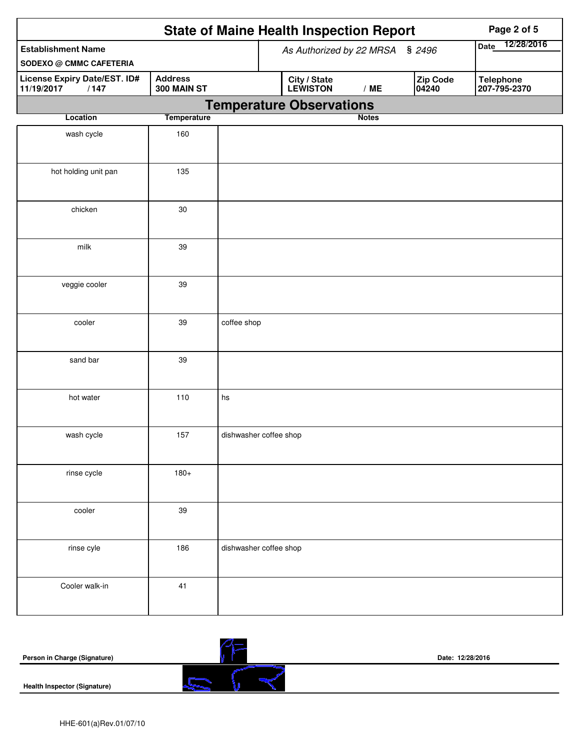# State of Maine Health Inspection Report

| Establishment Name | As Authorized by 22 MRSA § 2496 | Date 12/28/2016 |
|---|---|---|
| SODEXO @ CMMC CAFETERIA | | |

| License Expiry Date/EST. ID# | Address | City / State | Zip Code | Telephone |
|---|---|---|---|---|
| 11/19/2017 / 147 | 300 MAIN ST | LEWISTON / ME | 04240 | 207-795-2370 |

## Temperature Observations

| Location | Temperature | Notes |
|---|---|---|
| wash cycle | 160 | |
| hot holding unit pan | 135 | |
| chicken | 30 | |
| milk | 39 | |
| veggie cooler | 39 | |
| cooler | 39 | coffee shop |
| sand bar | 39 | |
| hot water | 110 | hs |
| wash cycle | 157 | dishwasher coffee shop |
| rinse cycle | 180+ | |
| cooler | 39 | |
| rinse cyle | 186 | dishwasher coffee shop |
| Cooler walk-in | 41 | |

**Person in Charge (Signature)** Date: 12/28/2016

**Health Inspector (Signature)**

HHE-601(a)Rev.01/07/10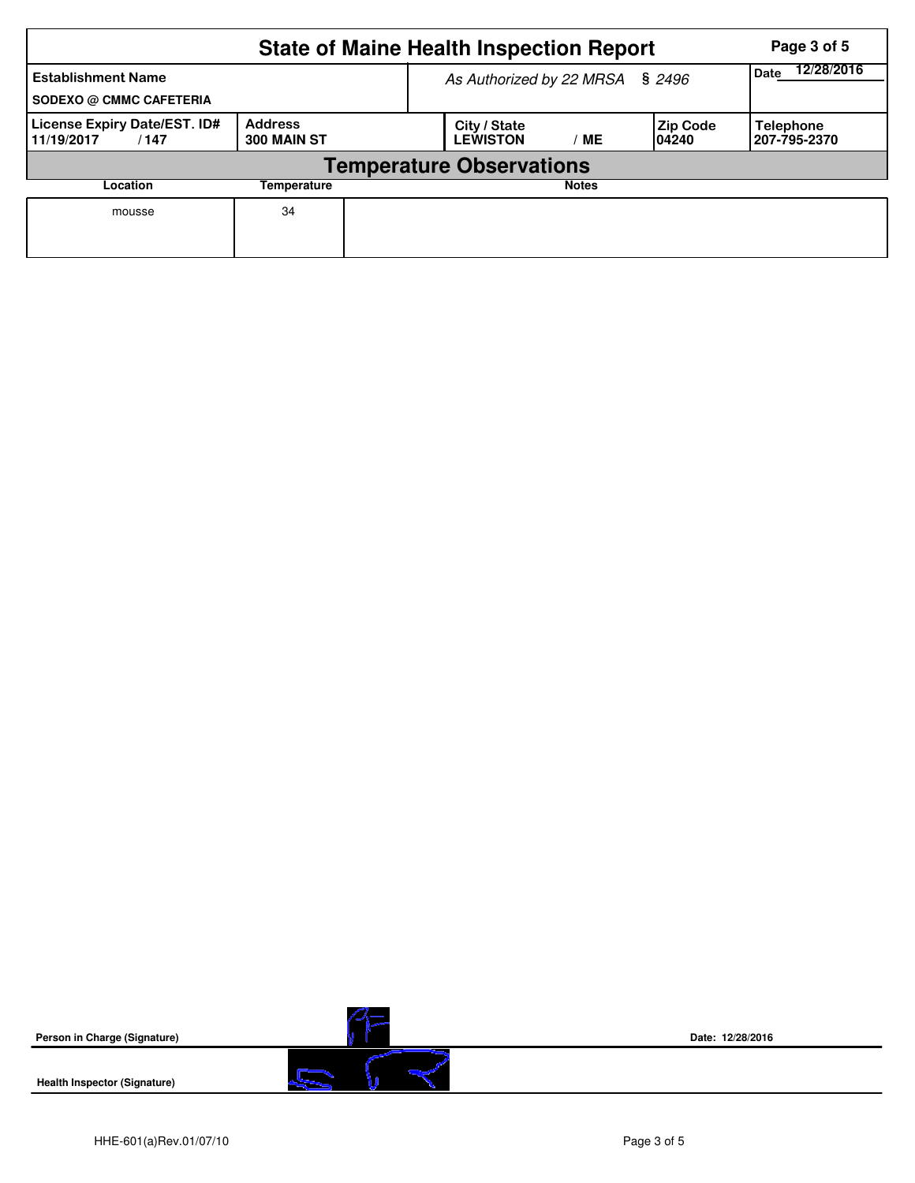# State of Maine Health Inspection Report

| Establishment Name | As Authorized by 22 MRSA § 2496 | | | Date 12/28/2016 |
|---|---|---|---|---|
| SODEXO @ CMMC CAFETERIA | | | | |

| License Expiry Date/EST. ID# | Address | City / State | Zip Code | Telephone |
|---|---|---|---|---|
| 11/19/2017 / 147 | 300 MAIN ST | LEWISTON / ME | 04240 | 207-795-2370 |

## Temperature Observations

| Location | Temperature | Notes |
|---|---|---|
| mousse | 34 | |

**Person in Charge (Signature)** Date: 12/28/2016

**Health Inspector (Signature)**

HHE-601(a)Rev.01/07/10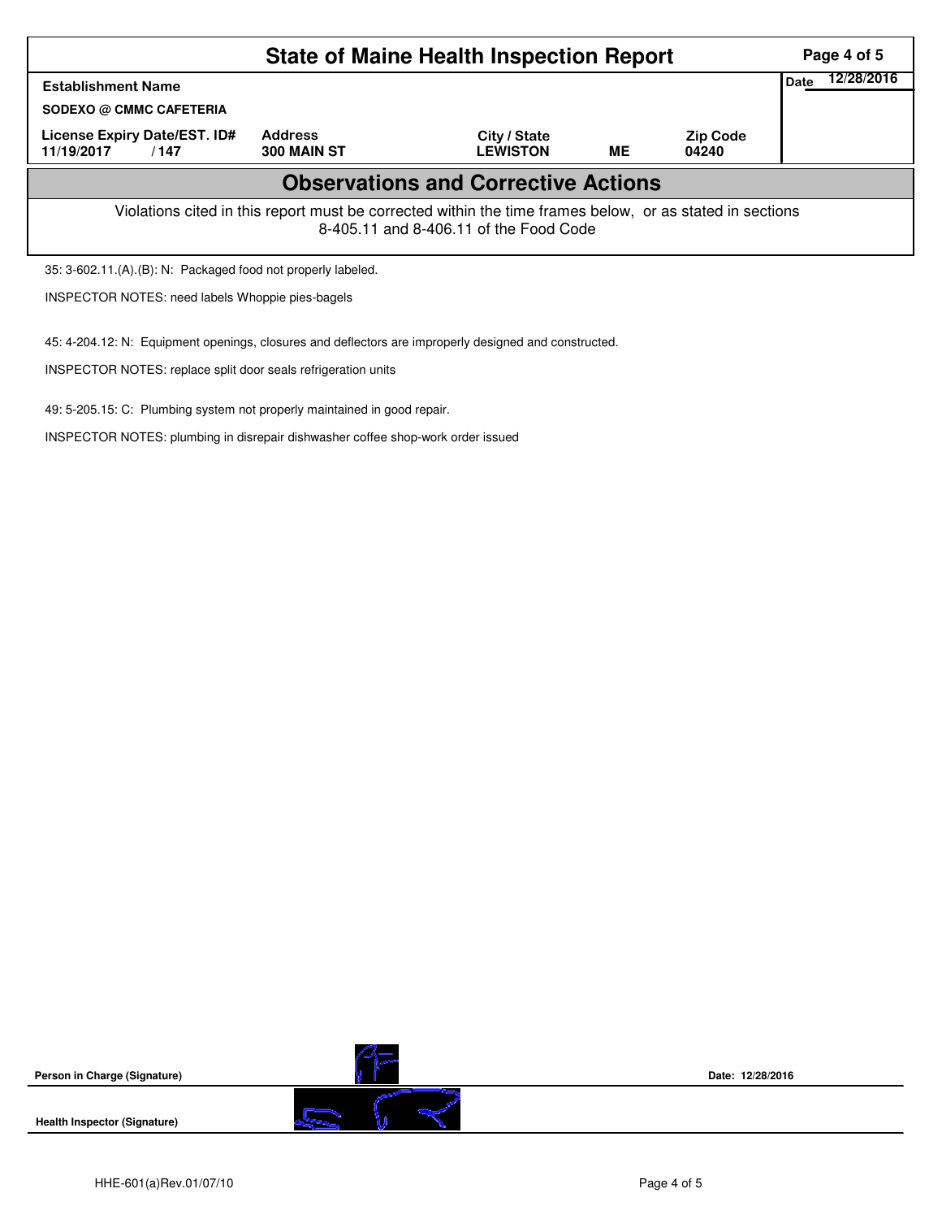# State of Maine Health Inspection Report

| Establishment Name | | | | | Date 12/28/2016 |
|---|---|---|---|---|---|
| SODEXO @ CMMC CAFETERIA | | | | | |
| License Expiry Date/EST. ID# | Address | City / State | | Zip Code | |
| 11/19/2017 / 147 | 300 MAIN ST | LEWISTON | ME | 04240 | |

## Observations and Corrective Actions

Violations cited in this report must be corrected within the time frames below, or as stated in sections 8-405.11 and 8-406.11 of the Food Code

35: 3-602.11.(A).(B): N: Packaged food not properly labeled.

INSPECTOR NOTES: need labels Whoppie pies-bagels

45: 4-204.12: N: Equipment openings, closures and deflectors are improperly designed and constructed.

INSPECTOR NOTES: replace split door seals refrigeration units

49: 5-205.15: C: Plumbing system not properly maintained in good repair.

INSPECTOR NOTES: plumbing in disrepair dishwasher coffee shop-work order issued

**Person in Charge (Signature)** Date: 12/28/2016

**Health Inspector (Signature)**

HHE-601(a)Rev.01/07/10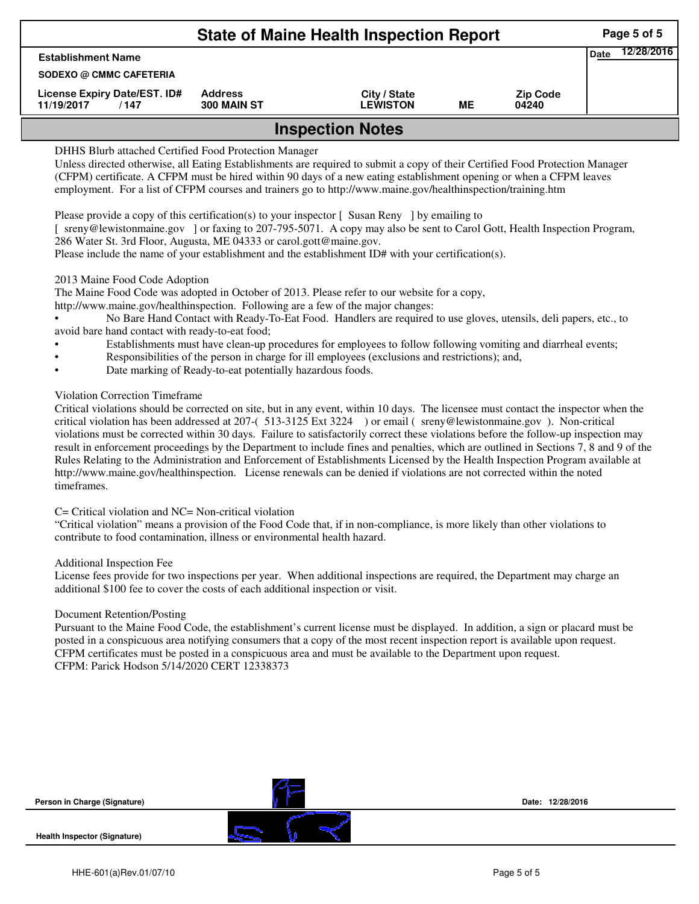# State of Maine Health Inspection Report

| Establishment Name | | | | | Date 12/28/2016 |
|---|---|---|---|---|---|
| SODEXO @ CMMC CAFETERIA | | | | | |
| License Expiry Date/EST. ID# | Address | City / State | | Zip Code | |
| 11/19/2017 / 147 | 300 MAIN ST | LEWISTON | ME | 04240 | |

## Inspection Notes

DHHS Blurb attached Certified Food Protection Manager

Unless directed otherwise, all Eating Establishments are required to submit a copy of their Certified Food Protection Manager (CFPM) certificate. A CFPM must be hired within 90 days of a new eating establishment opening or when a CFPM leaves employment. For a list of CFPM courses and trainers go to http://www.maine.gov/healthinspection/training.htm

Please provide a copy of this certification(s) to your inspector [ Susan Reny ] by emailing to [ sreny@lewistonmaine.gov ] or faxing to 207-795-5071. A copy may also be sent to Carol Gott, Health Inspection Program, 286 Water St. 3rd Floor, Augusta, ME 04333 or carol.gott@maine.gov.

Please include the name of your establishment and the establishment ID# with your certification(s).

2013 Maine Food Code Adoption

The Maine Food Code was adopted in October of 2013. Please refer to our website for a copy, http://www.maine.gov/healthinspection. Following are a few of the major changes:

- No Bare Hand Contact with Ready-To-Eat Food. Handlers are required to use gloves, utensils, deli papers, etc., to avoid bare hand contact with ready-to-eat food;
- Establishments must have clean-up procedures for employees to follow following vomiting and diarrheal events;
- Responsibilities of the person in charge for ill employees (exclusions and restrictions); and,
- Date marking of Ready-to-eat potentially hazardous foods.

Violation Correction Timeframe

Critical violations should be corrected on site, but in any event, within 10 days. The licensee must contact the inspector when the critical violation has been addressed at 207-( 513-3125 Ext 3224 ) or email ( sreny@lewistonmaine.gov ). Non-critical violations must be corrected within 30 days. Failure to satisfactorily correct these violations before the follow-up inspection may result in enforcement proceedings by the Department to include fines and penalties, which are outlined in Sections 7, 8 and 9 of the Rules Relating to the Administration and Enforcement of Establishments Licensed by the Health Inspection Program available at http://www.maine.gov/healthinspection. License renewals can be denied if violations are not corrected within the noted timeframes.

C= Critical violation and NC= Non-critical violation

"Critical violation" means a provision of the Food Code that, if in non-compliance, is more likely than other violations to contribute to food contamination, illness or environmental health hazard.

Additional Inspection Fee

License fees provide for two inspections per year. When additional inspections are required, the Department may charge an additional $100 fee to cover the costs of each additional inspection or visit.

Document Retention/Posting

Pursuant to the Maine Food Code, the establishment's current license must be displayed. In addition, a sign or placard must be posted in a conspicuous area notifying consumers that a copy of the most recent inspection report is available upon request. CFPM certificates must be posted in a conspicuous area and must be available to the Department upon request.

CFPM: Parick Hodson 5/14/2020 CERT 12338373

**Person in Charge (Signature)** Date: 12/28/2016

**Health Inspector (Signature)**

HHE-601(a)Rev.01/07/10